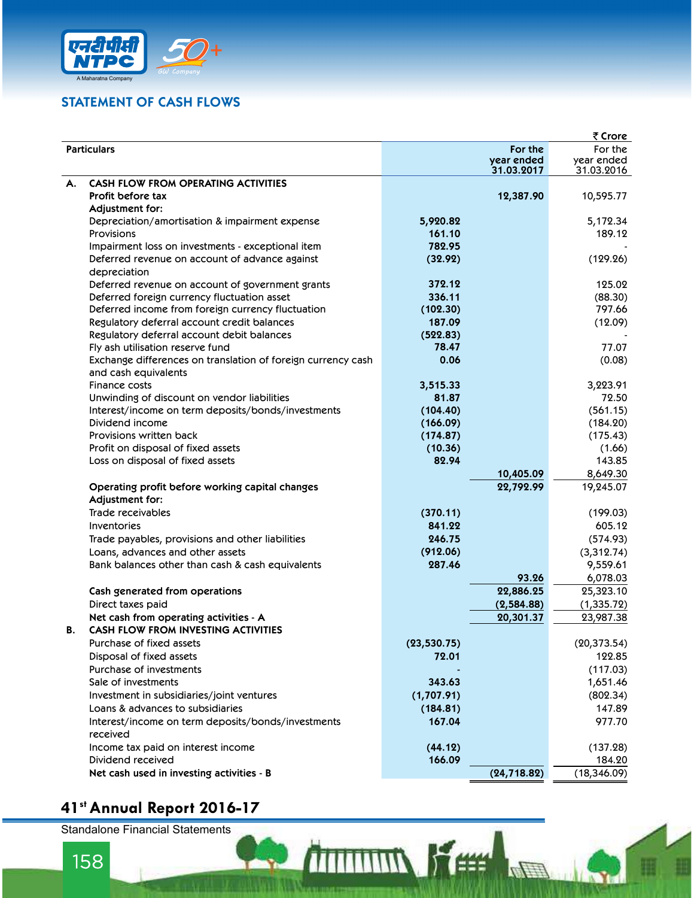## STATEMENT OF CASH FLOWS

₹ Crore

| Particulars | | For the year ended 31.03.2017 | For the year ended 31.03.2016 |
|---|---|---|---|
| **A. CASH FLOW FROM OPERATING ACTIVITIES** | | | |
| **Profit before tax** | | **12,387.90** | 10,595.77 |
| **Adjustment for:** | | | |
| Depreciation/amortisation & impairment expense | **5,920.82** | | 5,172.34 |
| Provisions | **161.10** | | 189.12 |
| Impairment loss on investments - exceptional item | **782.95** | | - |
| Deferred revenue on account of advance against depreciation | **(32.92)** | | (129.26) |
| Deferred revenue on account of government grants | **372.12** | | 125.02 |
| Deferred foreign currency fluctuation asset | **336.11** | | (88.30) |
| Deferred income from foreign currency fluctuation | **(102.30)** | | 797.66 |
| Regulatory deferral account credit balances | **187.09** | | (12.09) |
| Regulatory deferral account debit balances | **(522.83)** | | - |
| Fly ash utilisation reserve fund | **78.47** | | 77.07 |
| Exchange differences on translation of foreign currency cash and cash equivalents | **0.06** | | (0.08) |
| Finance costs | **3,515.33** | | 3,223.91 |
| Unwinding of discount on vendor liabilities | **81.87** | | 72.50 |
| Interest/income on term deposits/bonds/investments | **(104.40)** | | (561.15) |
| Dividend income | **(166.09)** | | (184.20) |
| Provisions written back | **(174.87)** | | (175.43) |
| Profit on disposal of fixed assets | **(10.36)** | | (1.66) |
| Loss on disposal of fixed assets | **82.94** | | 143.85 |
| | | **10,405.09** | 8,649.30 |
| **Operating profit before working capital changes** | | **22,792.99** | 19,245.07 |
| **Adjustment for:** | | | |
| Trade receivables | **(370.11)** | | (199.03) |
| Inventories | **841.22** | | 605.12 |
| Trade payables, provisions and other liabilities | **246.75** | | (574.93) |
| Loans, advances and other assets | **(912.06)** | | (3,312.74) |
| Bank balances other than cash & cash equivalents | **287.46** | | 9,559.61 |
| | | **93.26** | 6,078.03 |
| **Cash generated from operations** | | **22,886.25** | 25,323.10 |
| Direct taxes paid | | **(2,584.88)** | (1,335.72) |
| **Net cash from operating activities - A** | | **20,301.37** | 23,987.38 |
| **B. CASH FLOW FROM INVESTING ACTIVITIES** | | | |
| Purchase of fixed assets | **(23,530.75)** | | (20,373.54) |
| Disposal of fixed assets | **72.01** | | 122.85 |
| Purchase of investments | **-** | | (117.03) |
| Sale of investments | **343.63** | | 1,651.46 |
| Investment in subsidiaries/joint ventures | **(1,707.91)** | | (802.34) |
| Loans & advances to subsidiaries | **(184.81)** | | 147.89 |
| Interest/income on term deposits/bonds/investments received | **167.04** | | 977.70 |
| Income tax paid on interest income | **(44.12)** | | (137.28) |
| Dividend received | **166.09** | | 184.20 |
| **Net cash used in investing activities - B** | | **(24,718.82)** | (18,346.09) |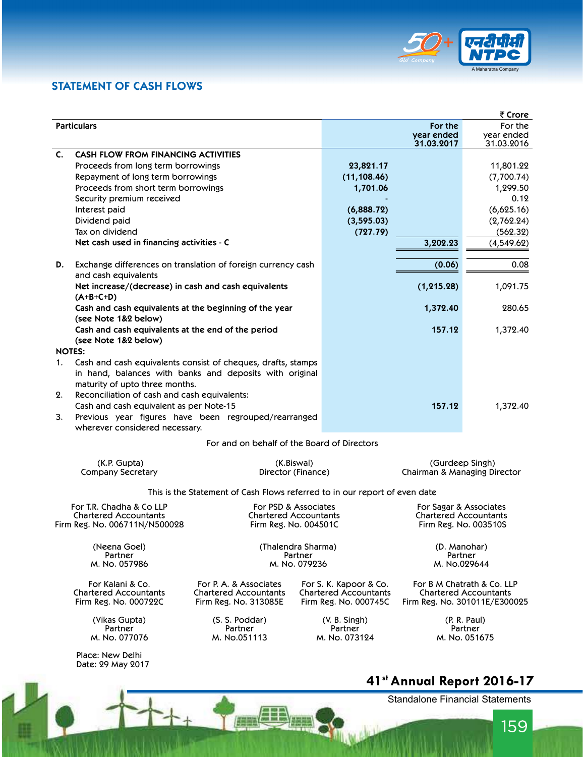## STATEMENT OF CASH FLOWS

₹ Crore

| | Particulars | | For the year ended 31.03.2017 | For the year ended 31.03.2016 |
|---|---|---|---|---|
| **C.** | **CASH FLOW FROM FINANCING ACTIVITIES** | | | |
| | Proceeds from long term borrowings | **23,821.17** | | 11,801.22 |
| | Repayment of long term borrowings | **(11,108.46)** | | (7,700.74) |
| | Proceeds from short term borrowings | **1,701.06** | | 1,299.50 |
| | Security premium received | **-** | | 0.12 |
| | Interest paid | **(6,888.72)** | | (6,625.16) |
| | Dividend paid | **(3,595.03)** | | (2,762.24) |
| | Tax on dividend | **(727.79)** | | (562.32) |
| | **Net cash used in financing activities - C** | | **3,202.23** | (4,549.62) |
| **D.** | Exchange differences on translation of foreign currency cash and cash equivalents | | **(0.06)** | 0.08 |
| | **Net increase/(decrease) in cash and cash equivalents (A+B+C+D)** | | **(1,215.28)** | 1,091.75 |
| | **Cash and cash equivalents at the beginning of the year (see Note 1&2 below)** | | **1,372.40** | 280.65 |
| | **Cash and cash equivalents at the end of the period (see Note 1&2 below)** | | **157.12** | 1,372.40 |

**NOTES:**

1. Cash and cash equivalents consist of cheques, drafts, stamps in hand, balances with banks and deposits with original maturity of upto three months.
2. Reconciliation of cash and cash equivalents:
   Cash and cash equivalent as per Note-15 — **157.12** — 1,372.40
3. Previous year figures have been regrouped/rearranged wherever considered necessary.

For and on behalf of the Board of Directors

| (K.P. Gupta) | (K.Biswal) | (Gurdeep Singh) |
|---|---|---|
| Company Secretary | Director (Finance) | Chairman & Managing Director |

This is the Statement of Cash Flows referred to in our report of even date

For T.R. Chadha & Co LLP
Chartered Accountants
Firm Reg. No. 006711N/N500028

(Neena Goel)
Partner
M. No. 057986

For PSD & Associates
Chartered Accountants
Firm Reg. No. 004501C

(Thalendra Sharma)
Partner
M. No. 079236

For Sagar & Associates
Chartered Accountants
Firm Reg. No. 003510S

(D. Manohar)
Partner
M. No.029644

For Kalani & Co.
Chartered Accountants
Firm Reg. No. 000722C

(Vikas Gupta)
Partner
M. No. 077076

For P. A. & Associates
Chartered Accountants
Firm Reg. No. 313085E

(S. S. Poddar)
Partner
M. No.051113

For S. K. Kapoor & Co.
Chartered Accountants
Firm Reg. No. 000745C

(V. B. Singh)
Partner
M. No. 073124

For B M Chatrath & Co. LLP
Chartered Accountants
Firm Reg. No. 301011E/E300025

(P. R. Paul)
Partner
M. No. 051675

Place: New Delhi
Date: 29 May 2017